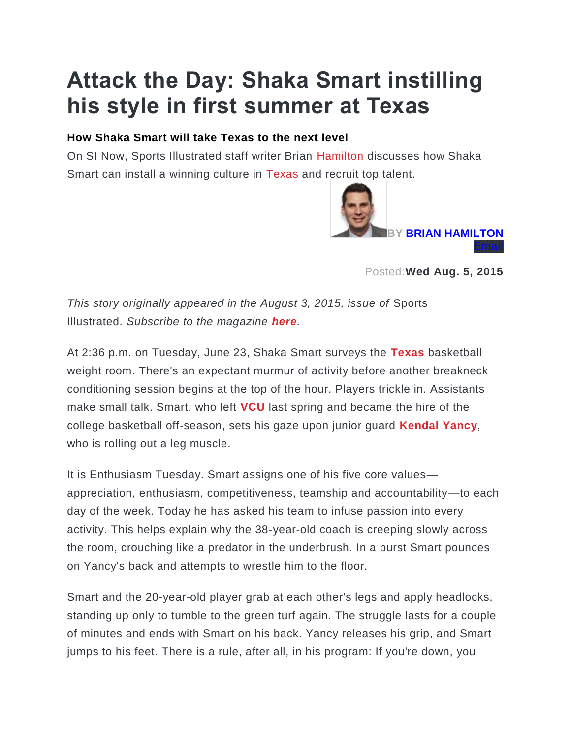# Attack the Day: Shaka Smart instilling his style in first summer at Texas

**How Shaka Smart will take Texas to the next level**

On SI Now, Sports Illustrated staff writer Brian Hamilton discusses how Shaka Smart can install a winning culture in Texas and recruit top talent.

BY **BRIAN HAMILTON**
Email

Posted: **Wed Aug. 5, 2015**

*This story originally appeared in the August 3, 2015, issue of* Sports Illustrated. *Subscribe to the magazine* ***here****.*

At 2:36 p.m. on Tuesday, June 23, Shaka Smart surveys the **Texas** basketball weight room. There's an expectant murmur of activity before another breakneck conditioning session begins at the top of the hour. Players trickle in. Assistants make small talk. Smart, who left **VCU** last spring and became the hire of the college basketball off-season, sets his gaze upon junior guard **Kendal Yancy**, who is rolling out a leg muscle.

It is Enthusiasm Tuesday. Smart assigns one of his five core values—appreciation, enthusiasm, competitiveness, teamship and accountability—to each day of the week. Today he has asked his team to infuse passion into every activity. This helps explain why the 38-year-old coach is creeping slowly across the room, crouching like a predator in the underbrush. In a burst Smart pounces on Yancy's back and attempts to wrestle him to the floor.

Smart and the 20-year-old player grab at each other's legs and apply headlocks, standing up only to tumble to the green turf again. The struggle lasts for a couple of minutes and ends with Smart on his back. Yancy releases his grip, and Smart jumps to his feet. There is a rule, after all, in his program: If you're down, you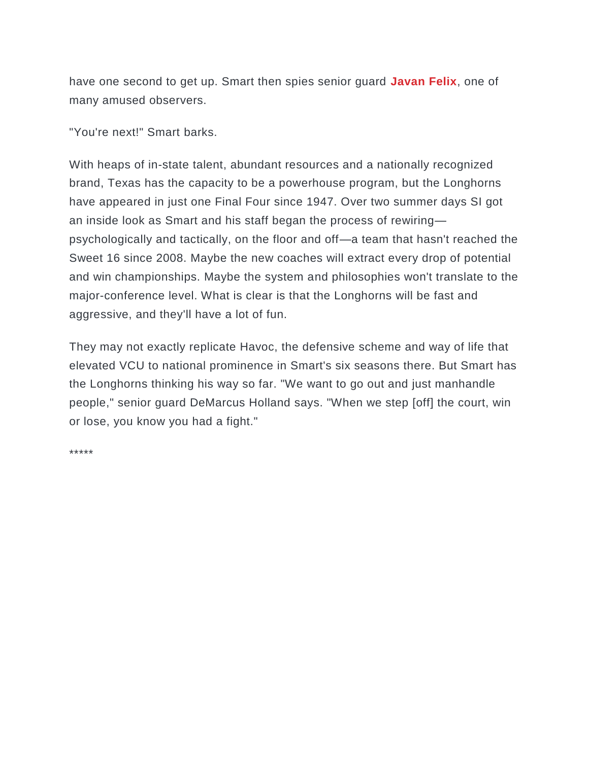have one second to get up. Smart then spies senior guard **Javan Felix**, one of many amused observers.

"You're next!" Smart barks.

With heaps of in-state talent, abundant resources and a nationally recognized brand, Texas has the capacity to be a powerhouse program, but the Longhorns have appeared in just one Final Four since 1947. Over two summer days SI got an inside look as Smart and his staff began the process of rewiring—psychologically and tactically, on the floor and off—a team that hasn't reached the Sweet 16 since 2008. Maybe the new coaches will extract every drop of potential and win championships. Maybe the system and philosophies won't translate to the major-conference level. What is clear is that the Longhorns will be fast and aggressive, and they'll have a lot of fun.

They may not exactly replicate Havoc, the defensive scheme and way of life that elevated VCU to national prominence in Smart's six seasons there. But Smart has the Longhorns thinking his way so far. "We want to go out and just manhandle people," senior guard DeMarcus Holland says. "When we step [off] the court, win or lose, you know you had a fight."

*****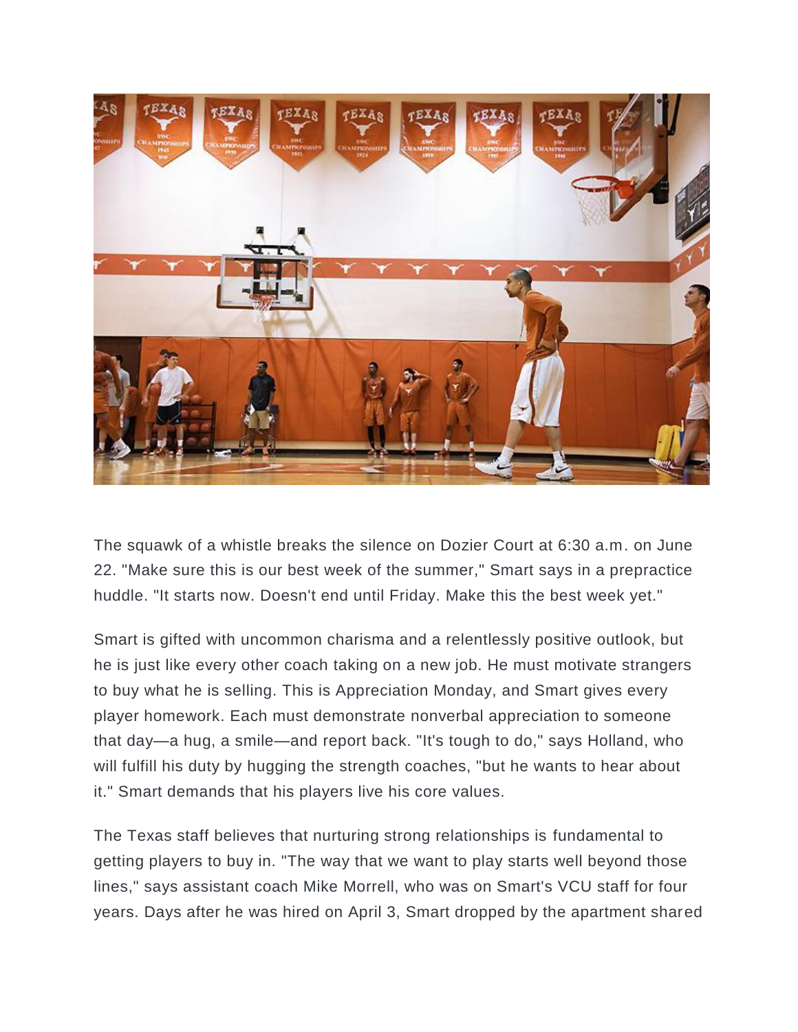The squawk of a whistle breaks the silence on Dozier Court at 6:30 a.m. on June 22. "Make sure this is our best week of the summer," Smart says in a prepractice huddle. "It starts now. Doesn't end until Friday. Make this the best week yet."

Smart is gifted with uncommon charisma and a relentlessly positive outlook, but he is just like every other coach taking on a new job. He must motivate strangers to buy what he is selling. This is Appreciation Monday, and Smart gives every player homework. Each must demonstrate nonverbal appreciation to someone that day—a hug, a smile—and report back. "It's tough to do," says Holland, who will fulfill his duty by hugging the strength coaches, "but he wants to hear about it." Smart demands that his players live his core values.

The Texas staff believes that nurturing strong relationships is fundamental to getting players to buy in. "The way that we want to play starts well beyond those lines," says assistant coach Mike Morrell, who was on Smart's VCU staff for four years. Days after he was hired on April 3, Smart dropped by the apartment shared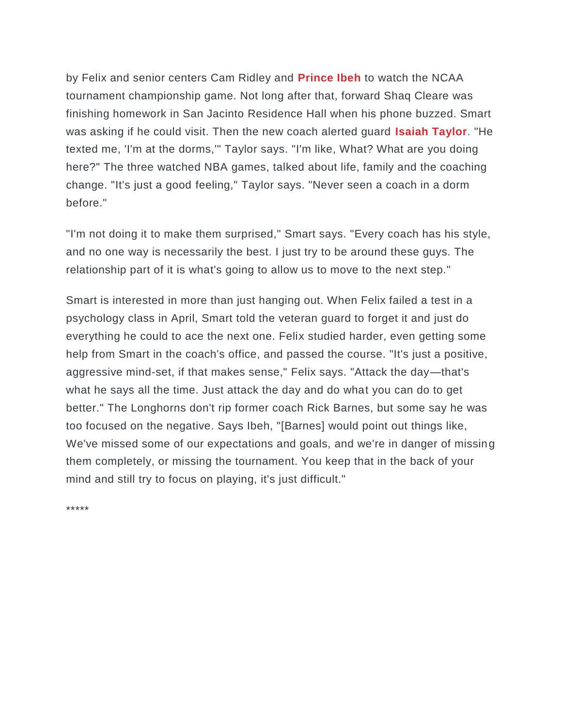by Felix and senior centers Cam Ridley and **Prince Ibeh** to watch the NCAA tournament championship game. Not long after that, forward Shaq Cleare was finishing homework in San Jacinto Residence Hall when his phone buzzed. Smart was asking if he could visit. Then the new coach alerted guard **Isaiah Taylor**. "He texted me, 'I'm at the dorms,'" Taylor says. "I'm like, What? What are you doing here?" The three watched NBA games, talked about life, family and the coaching change. "It's just a good feeling," Taylor says. "Never seen a coach in a dorm before."

"I'm not doing it to make them surprised," Smart says. "Every coach has his style, and no one way is necessarily the best. I just try to be around these guys. The relationship part of it is what's going to allow us to move to the next step."

Smart is interested in more than just hanging out. When Felix failed a test in a psychology class in April, Smart told the veteran guard to forget it and just do everything he could to ace the next one. Felix studied harder, even getting some help from Smart in the coach's office, and passed the course. "It's just a positive, aggressive mind-set, if that makes sense," Felix says. "Attack the day—that's what he says all the time. Just attack the day and do what you can do to get better." The Longhorns don't rip former coach Rick Barnes, but some say he was too focused on the negative. Says Ibeh, "[Barnes] would point out things like, We've missed some of our expectations and goals, and we're in danger of missing them completely, or missing the tournament. You keep that in the back of your mind and still try to focus on playing, it's just difficult."

*****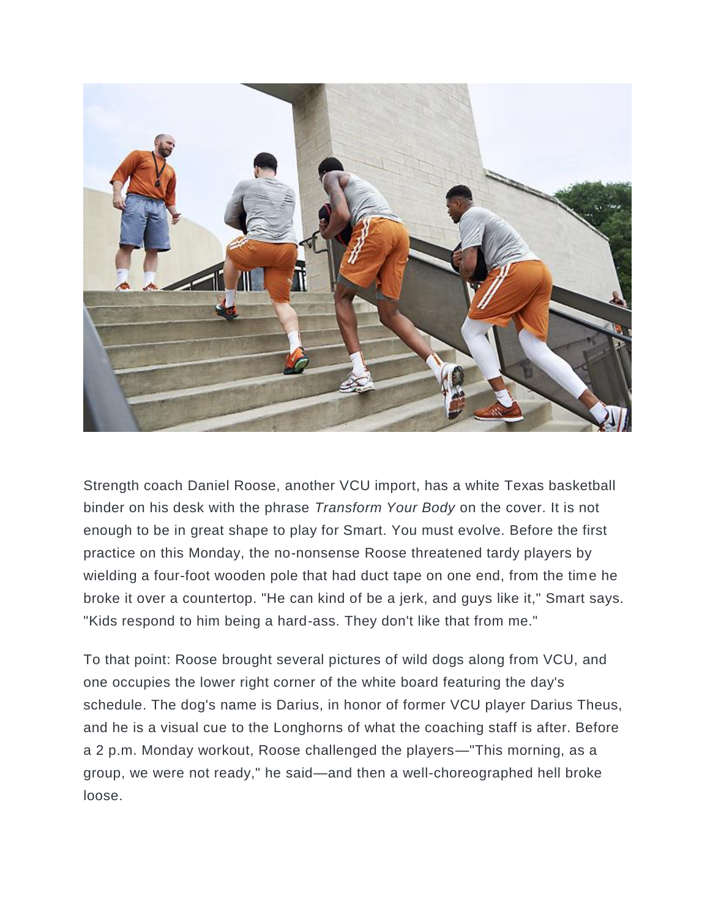Strength coach Daniel Roose, another VCU import, has a white Texas basketball binder on his desk with the phrase *Transform Your Body* on the cover. It is not enough to be in great shape to play for Smart. You must evolve. Before the first practice on this Monday, the no-nonsense Roose threatened tardy players by wielding a four-foot wooden pole that had duct tape on one end, from the time he broke it over a countertop. "He can kind of be a jerk, and guys like it," Smart says. "Kids respond to him being a hard-ass. They don't like that from me."

To that point: Roose brought several pictures of wild dogs along from VCU, and one occupies the lower right corner of the white board featuring the day's schedule. The dog's name is Darius, in honor of former VCU player Darius Theus, and he is a visual cue to the Longhorns of what the coaching staff is after. Before a 2 p.m. Monday workout, Roose challenged the players—"This morning, as a group, we were not ready," he said—and then a well-choreographed hell broke loose.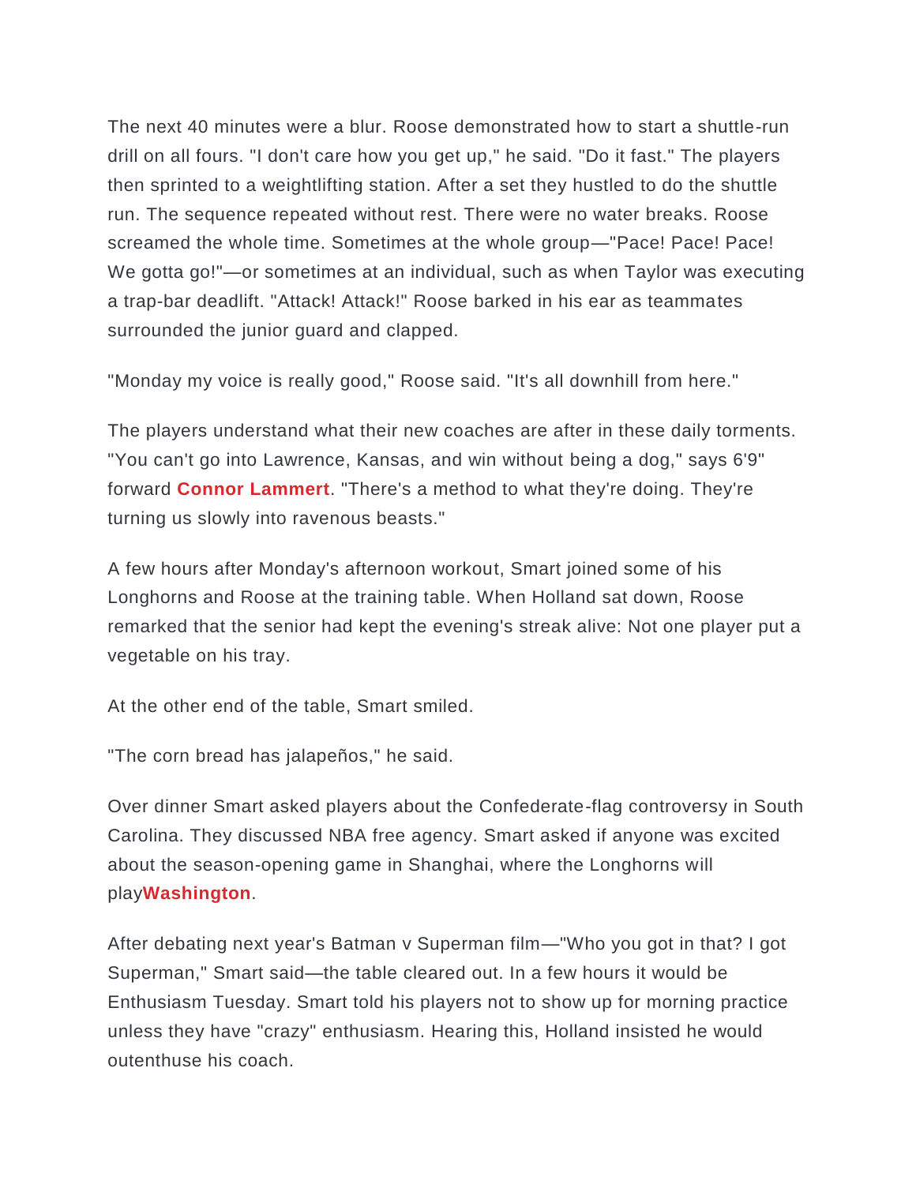The next 40 minutes were a blur. Roose demonstrated how to start a shuttle-run drill on all fours. "I don't care how you get up," he said. "Do it fast." The players then sprinted to a weightlifting station. After a set they hustled to do the shuttle run. The sequence repeated without rest. There were no water breaks. Roose screamed the whole time. Sometimes at the whole group—"Pace! Pace! Pace! We gotta go!"—or sometimes at an individual, such as when Taylor was executing a trap-bar deadlift. "Attack! Attack!" Roose barked in his ear as teammates surrounded the junior guard and clapped.

"Monday my voice is really good," Roose said. "It's all downhill from here."

The players understand what their new coaches are after in these daily torments. "You can't go into Lawrence, Kansas, and win without being a dog," says 6'9" forward **Connor Lammert**. "There's a method to what they're doing. They're turning us slowly into ravenous beasts."

A few hours after Monday's afternoon workout, Smart joined some of his Longhorns and Roose at the training table. When Holland sat down, Roose remarked that the senior had kept the evening's streak alive: Not one player put a vegetable on his tray.

At the other end of the table, Smart smiled.

"The corn bread has jalapeños," he said.

Over dinner Smart asked players about the Confederate-flag controversy in South Carolina. They discussed NBA free agency. Smart asked if anyone was excited about the season-opening game in Shanghai, where the Longhorns will play**Washington**.

After debating next year's Batman v Superman film—"Who you got in that? I got Superman," Smart said—the table cleared out. In a few hours it would be Enthusiasm Tuesday. Smart told his players not to show up for morning practice unless they have "crazy" enthusiasm. Hearing this, Holland insisted he would outenthuse his coach.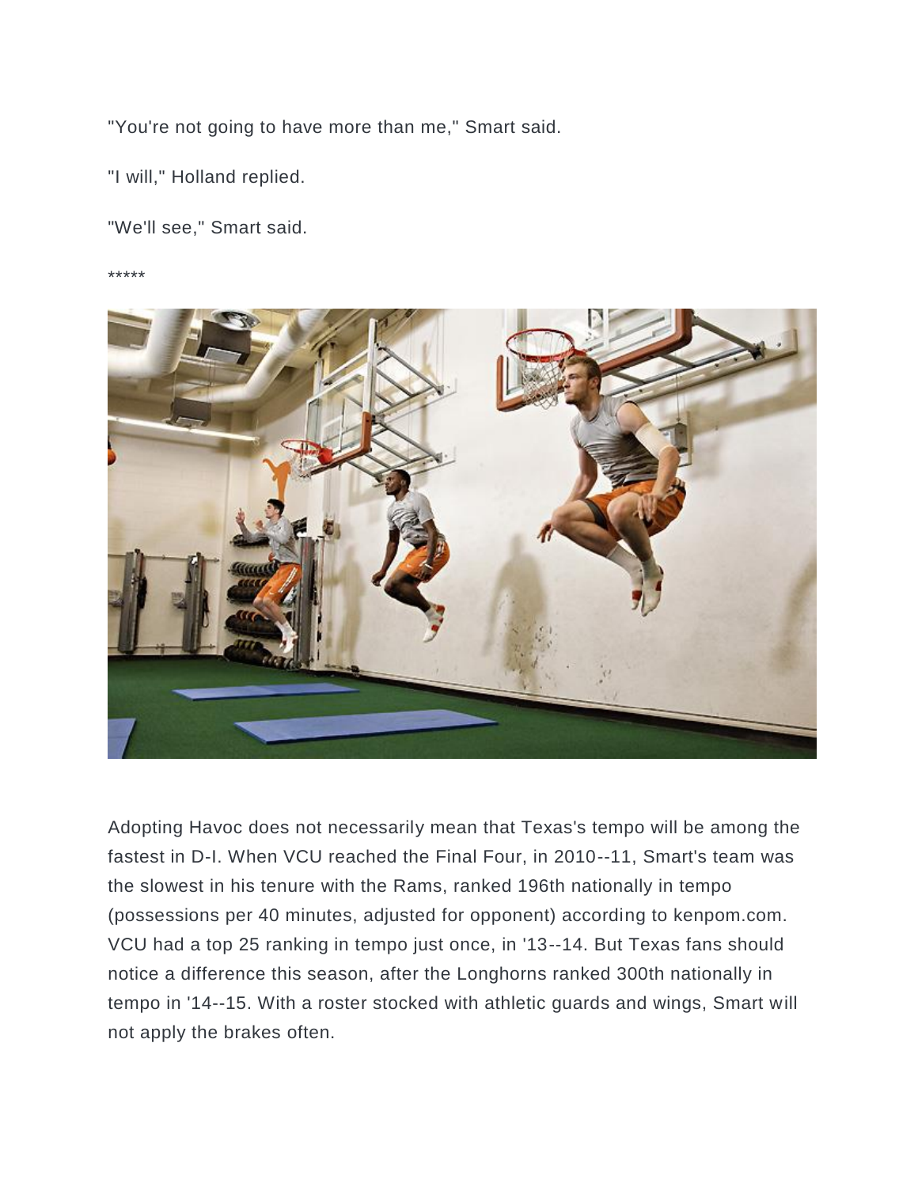"You're not going to have more than me," Smart said.

"I will," Holland replied.

"We'll see," Smart said.

*****

Adopting Havoc does not necessarily mean that Texas's tempo will be among the fastest in D-I. When VCU reached the Final Four, in 2010--11, Smart's team was the slowest in his tenure with the Rams, ranked 196th nationally in tempo (possessions per 40 minutes, adjusted for opponent) according to kenpom.com. VCU had a top 25 ranking in tempo just once, in '13--14. But Texas fans should notice a difference this season, after the Longhorns ranked 300th nationally in tempo in '14--15. With a roster stocked with athletic guards and wings, Smart will not apply the brakes often.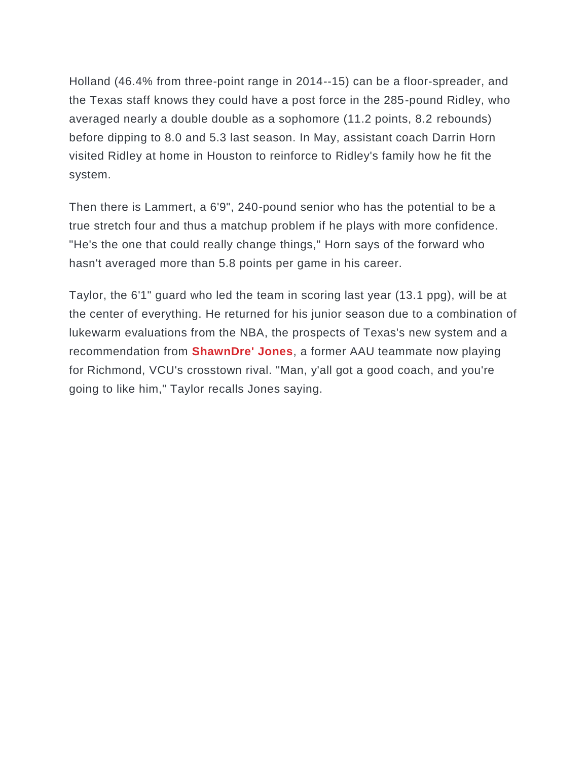Holland (46.4% from three-point range in 2014--15) can be a floor-spreader, and the Texas staff knows they could have a post force in the 285-pound Ridley, who averaged nearly a double double as a sophomore (11.2 points, 8.2 rebounds) before dipping to 8.0 and 5.3 last season. In May, assistant coach Darrin Horn visited Ridley at home in Houston to reinforce to Ridley's family how he fit the system.

Then there is Lammert, a 6'9", 240-pound senior who has the potential to be a true stretch four and thus a matchup problem if he plays with more confidence. "He's the one that could really change things," Horn says of the forward who hasn't averaged more than 5.8 points per game in his career.

Taylor, the 6'1" guard who led the team in scoring last year (13.1 ppg), will be at the center of everything. He returned for his junior season due to a combination of lukewarm evaluations from the NBA, the prospects of Texas's new system and a recommendation from **ShawnDre' Jones**, a former AAU teammate now playing for Richmond, VCU's crosstown rival. "Man, y'all got a good coach, and you're going to like him," Taylor recalls Jones saying.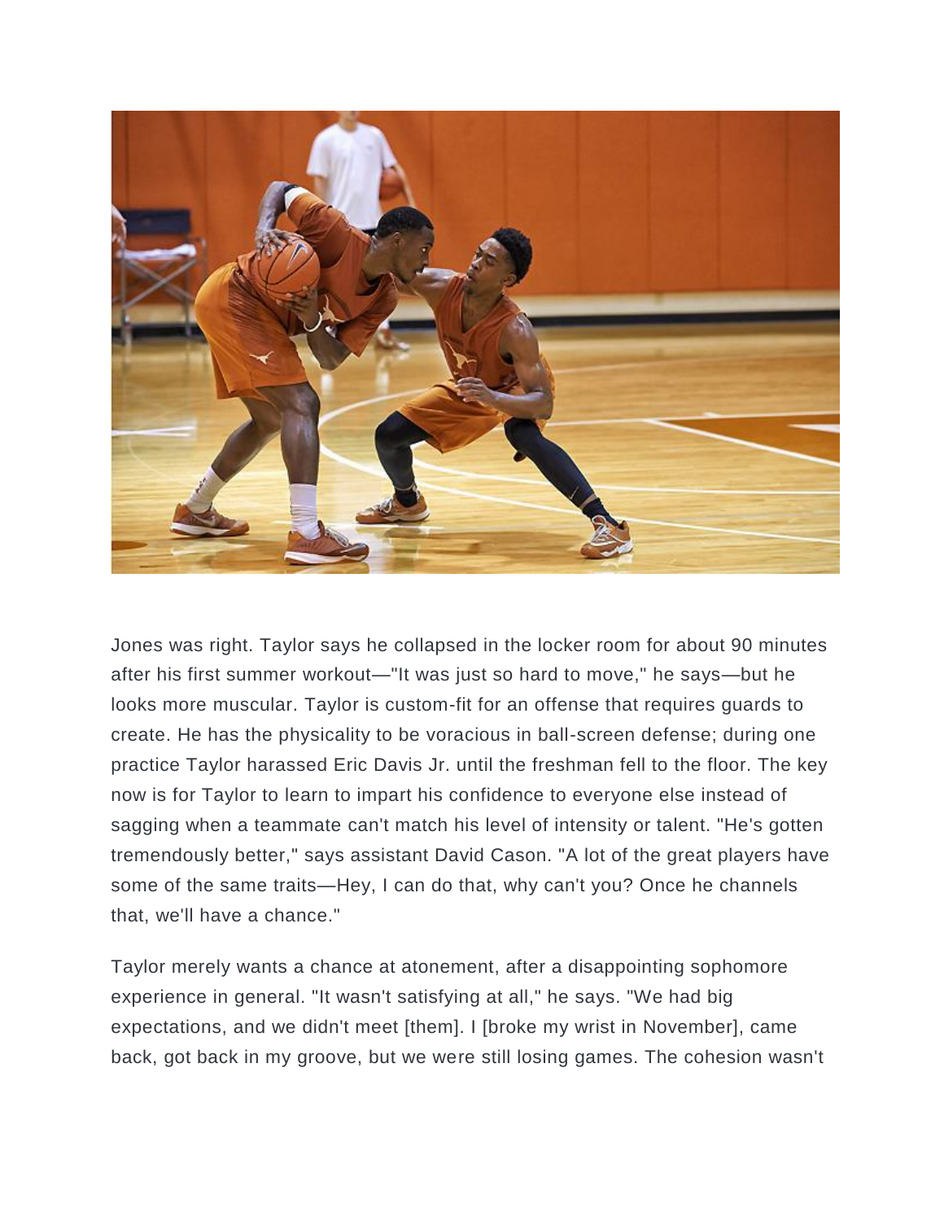Jones was right. Taylor says he collapsed in the locker room for about 90 minutes after his first summer workout—"It was just so hard to move," he says—but he looks more muscular. Taylor is custom-fit for an offense that requires guards to create. He has the physicality to be voracious in ball-screen defense; during one practice Taylor harassed Eric Davis Jr. until the freshman fell to the floor. The key now is for Taylor to learn to impart his confidence to everyone else instead of sagging when a teammate can't match his level of intensity or talent. "He's gotten tremendously better," says assistant David Cason. "A lot of the great players have some of the same traits—Hey, I can do that, why can't you? Once he channels that, we'll have a chance."

Taylor merely wants a chance at atonement, after a disappointing sophomore experience in general. "It wasn't satisfying at all," he says. "We had big expectations, and we didn't meet [them]. I [broke my wrist in November], came back, got back in my groove, but we were still losing games. The cohesion wasn't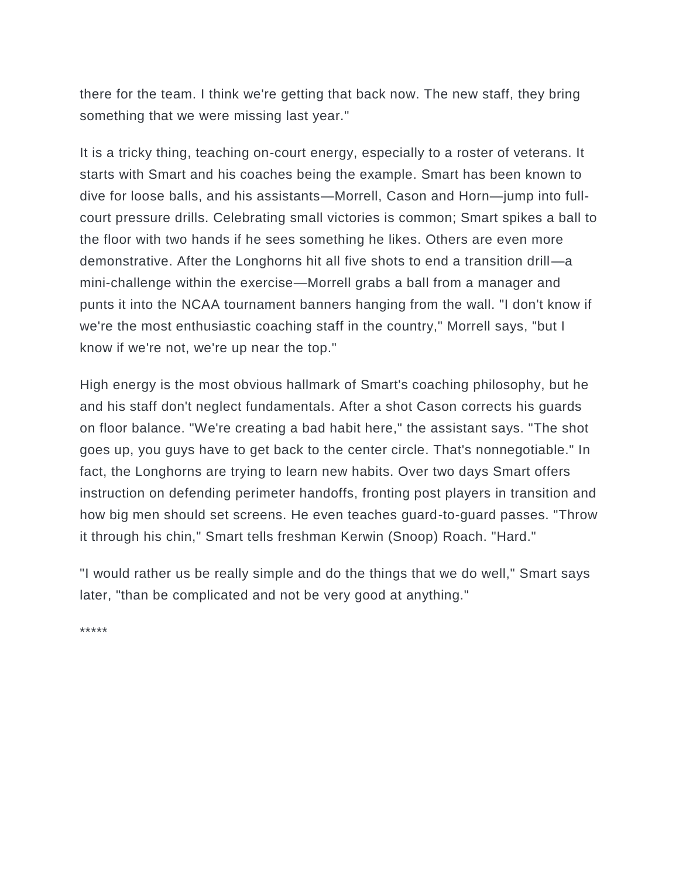there for the team. I think we're getting that back now. The new staff, they bring something that we were missing last year."

It is a tricky thing, teaching on-court energy, especially to a roster of veterans. It starts with Smart and his coaches being the example. Smart has been known to dive for loose balls, and his assistants—Morrell, Cason and Horn—jump into full-court pressure drills. Celebrating small victories is common; Smart spikes a ball to the floor with two hands if he sees something he likes. Others are even more demonstrative. After the Longhorns hit all five shots to end a transition drill—a mini-challenge within the exercise—Morrell grabs a ball from a manager and punts it into the NCAA tournament banners hanging from the wall. "I don't know if we're the most enthusiastic coaching staff in the country," Morrell says, "but I know if we're not, we're up near the top."

High energy is the most obvious hallmark of Smart's coaching philosophy, but he and his staff don't neglect fundamentals. After a shot Cason corrects his guards on floor balance. "We're creating a bad habit here," the assistant says. "The shot goes up, you guys have to get back to the center circle. That's nonnegotiable." In fact, the Longhorns are trying to learn new habits. Over two days Smart offers instruction on defending perimeter handoffs, fronting post players in transition and how big men should set screens. He even teaches guard-to-guard passes. "Throw it through his chin," Smart tells freshman Kerwin (Snoop) Roach. "Hard."

"I would rather us be really simple and do the things that we do well," Smart says later, "than be complicated and not be very good at anything."

*****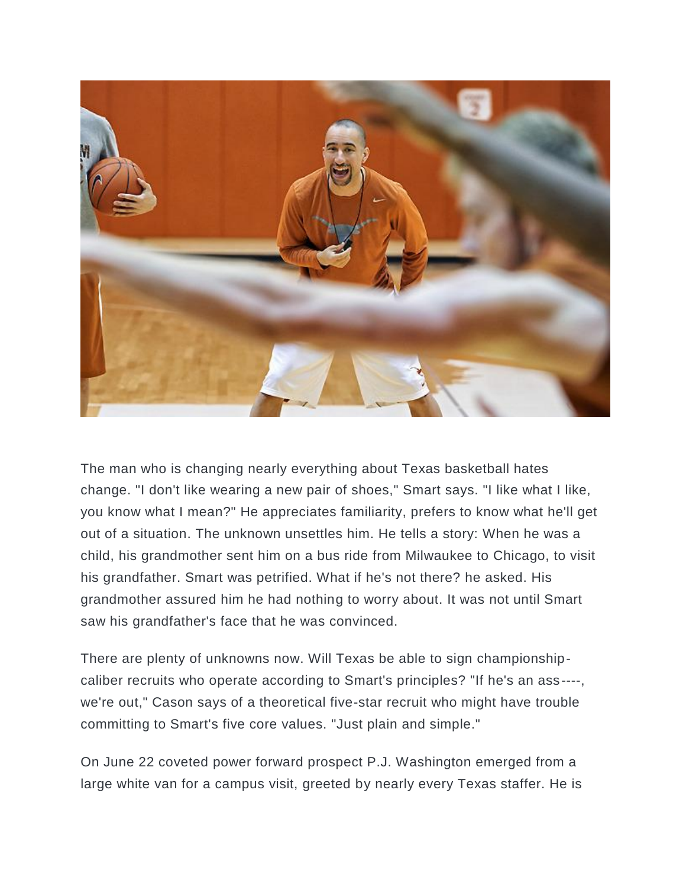The man who is changing nearly everything about Texas basketball hates change. "I don't like wearing a new pair of shoes," Smart says. "I like what I like, you know what I mean?" He appreciates familiarity, prefers to know what he'll get out of a situation. The unknown unsettles him. He tells a story: When he was a child, his grandmother sent him on a bus ride from Milwaukee to Chicago, to visit his grandfather. Smart was petrified. What if he's not there? he asked. His grandmother assured him he had nothing to worry about. It was not until Smart saw his grandfather's face that he was convinced.

There are plenty of unknowns now. Will Texas be able to sign championship-caliber recruits who operate according to Smart's principles? "If he's an ass----, we're out," Cason says of a theoretical five-star recruit who might have trouble committing to Smart's five core values. "Just plain and simple."

On June 22 coveted power forward prospect P.J. Washington emerged from a large white van for a campus visit, greeted by nearly every Texas staffer. He is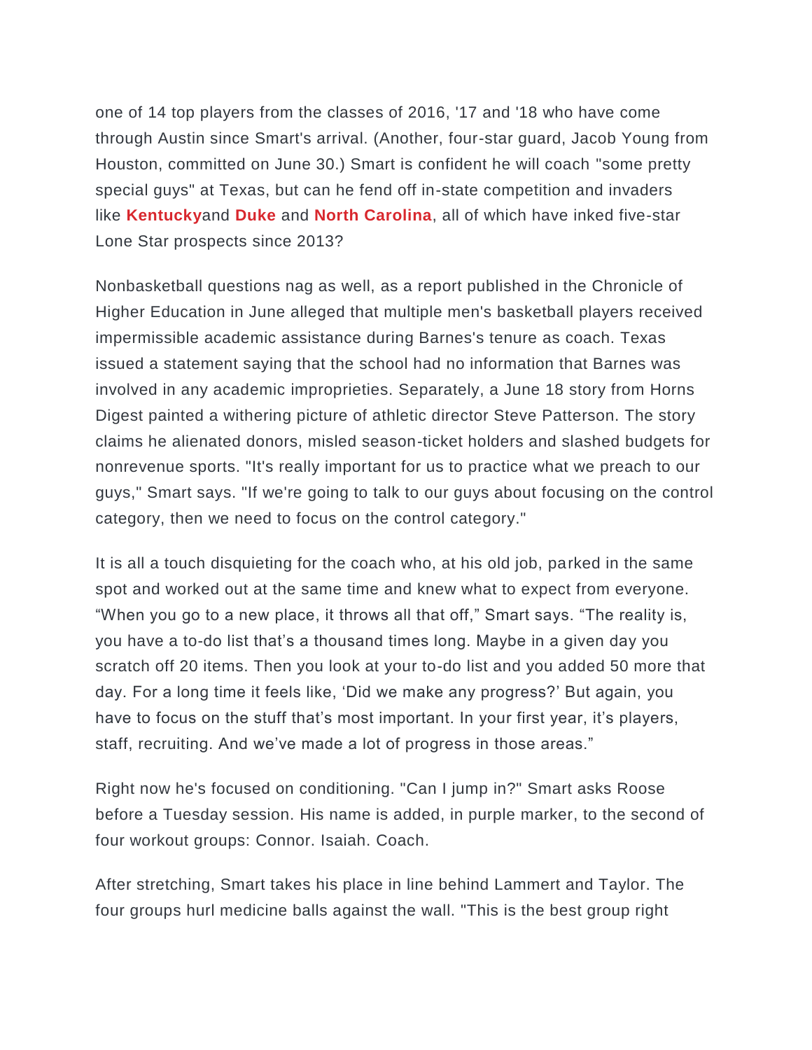one of 14 top players from the classes of 2016, '17 and '18 who have come through Austin since Smart's arrival. (Another, four-star guard, Jacob Young from Houston, committed on June 30.) Smart is confident he will coach "some pretty special guys" at Texas, but can he fend off in-state competition and invaders like **Kentucky**and **Duke** and **North Carolina**, all of which have inked five-star Lone Star prospects since 2013?

Nonbasketball questions nag as well, as a report published in the Chronicle of Higher Education in June alleged that multiple men's basketball players received impermissible academic assistance during Barnes's tenure as coach. Texas issued a statement saying that the school had no information that Barnes was involved in any academic improprieties. Separately, a June 18 story from Horns Digest painted a withering picture of athletic director Steve Patterson. The story claims he alienated donors, misled season-ticket holders and slashed budgets for nonrevenue sports. "It's really important for us to practice what we preach to our guys," Smart says. "If we're going to talk to our guys about focusing on the control category, then we need to focus on the control category."

It is all a touch disquieting for the coach who, at his old job, parked in the same spot and worked out at the same time and knew what to expect from everyone. “When you go to a new place, it throws all that off,” Smart says. “The reality is, you have a to-do list that’s a thousand times long. Maybe in a given day you scratch off 20 items. Then you look at your to-do list and you added 50 more that day. For a long time it feels like, ‘Did we make any progress?’ But again, you have to focus on the stuff that’s most important. In your first year, it’s players, staff, recruiting. And we’ve made a lot of progress in those areas.”

Right now he's focused on conditioning. "Can I jump in?" Smart asks Roose before a Tuesday session. His name is added, in purple marker, to the second of four workout groups: Connor. Isaiah. Coach.

After stretching, Smart takes his place in line behind Lammert and Taylor. The four groups hurl medicine balls against the wall. "This is the best group right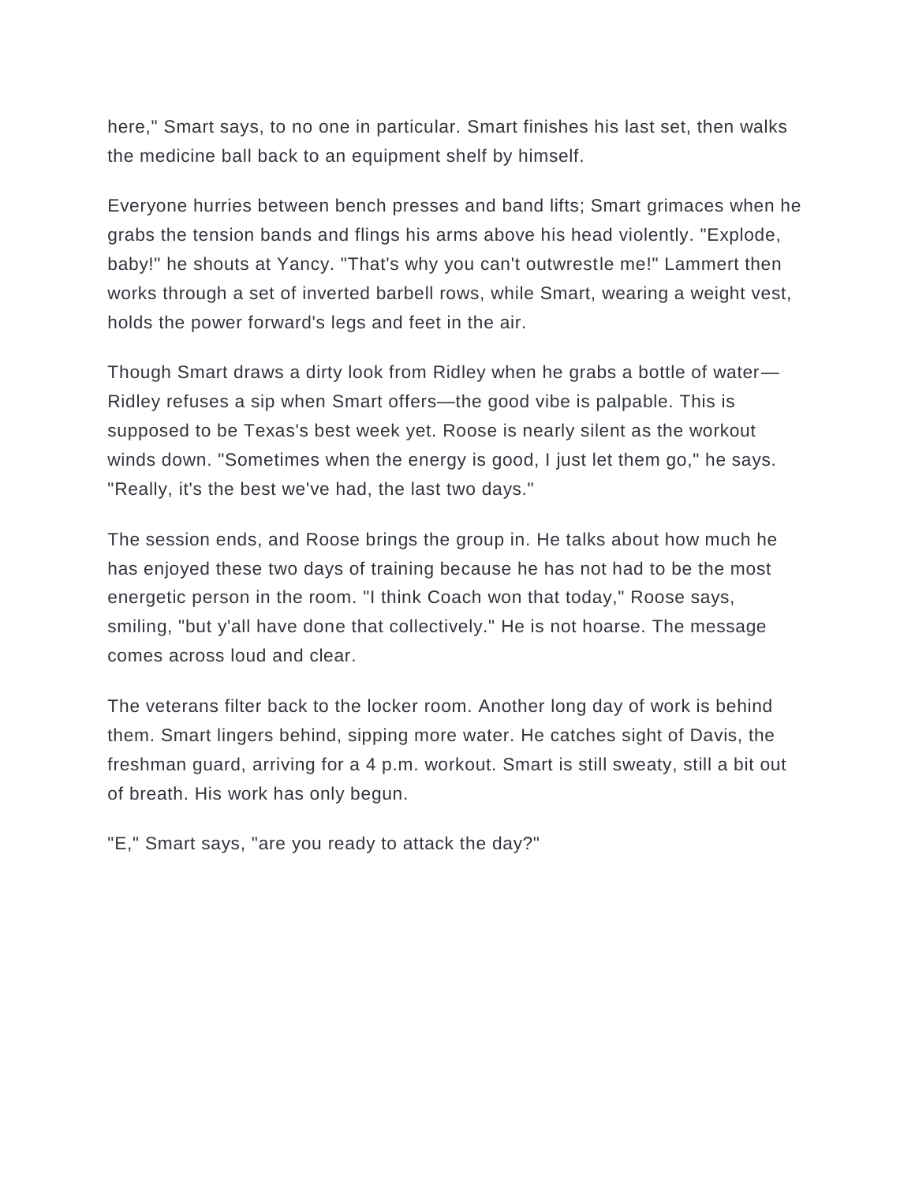here," Smart says, to no one in particular. Smart finishes his last set, then walks the medicine ball back to an equipment shelf by himself.

Everyone hurries between bench presses and band lifts; Smart grimaces when he grabs the tension bands and flings his arms above his head violently. "Explode, baby!" he shouts at Yancy. "That's why you can't outwrestle me!" Lammert then works through a set of inverted barbell rows, while Smart, wearing a weight vest, holds the power forward's legs and feet in the air.

Though Smart draws a dirty look from Ridley when he grabs a bottle of water—Ridley refuses a sip when Smart offers—the good vibe is palpable. This is supposed to be Texas's best week yet. Roose is nearly silent as the workout winds down. "Sometimes when the energy is good, I just let them go," he says. "Really, it's the best we've had, the last two days."

The session ends, and Roose brings the group in. He talks about how much he has enjoyed these two days of training because he has not had to be the most energetic person in the room. "I think Coach won that today," Roose says, smiling, "but y'all have done that collectively." He is not hoarse. The message comes across loud and clear.

The veterans filter back to the locker room. Another long day of work is behind them. Smart lingers behind, sipping more water. He catches sight of Davis, the freshman guard, arriving for a 4 p.m. workout. Smart is still sweaty, still a bit out of breath. His work has only begun.

"E," Smart says, "are you ready to attack the day?"